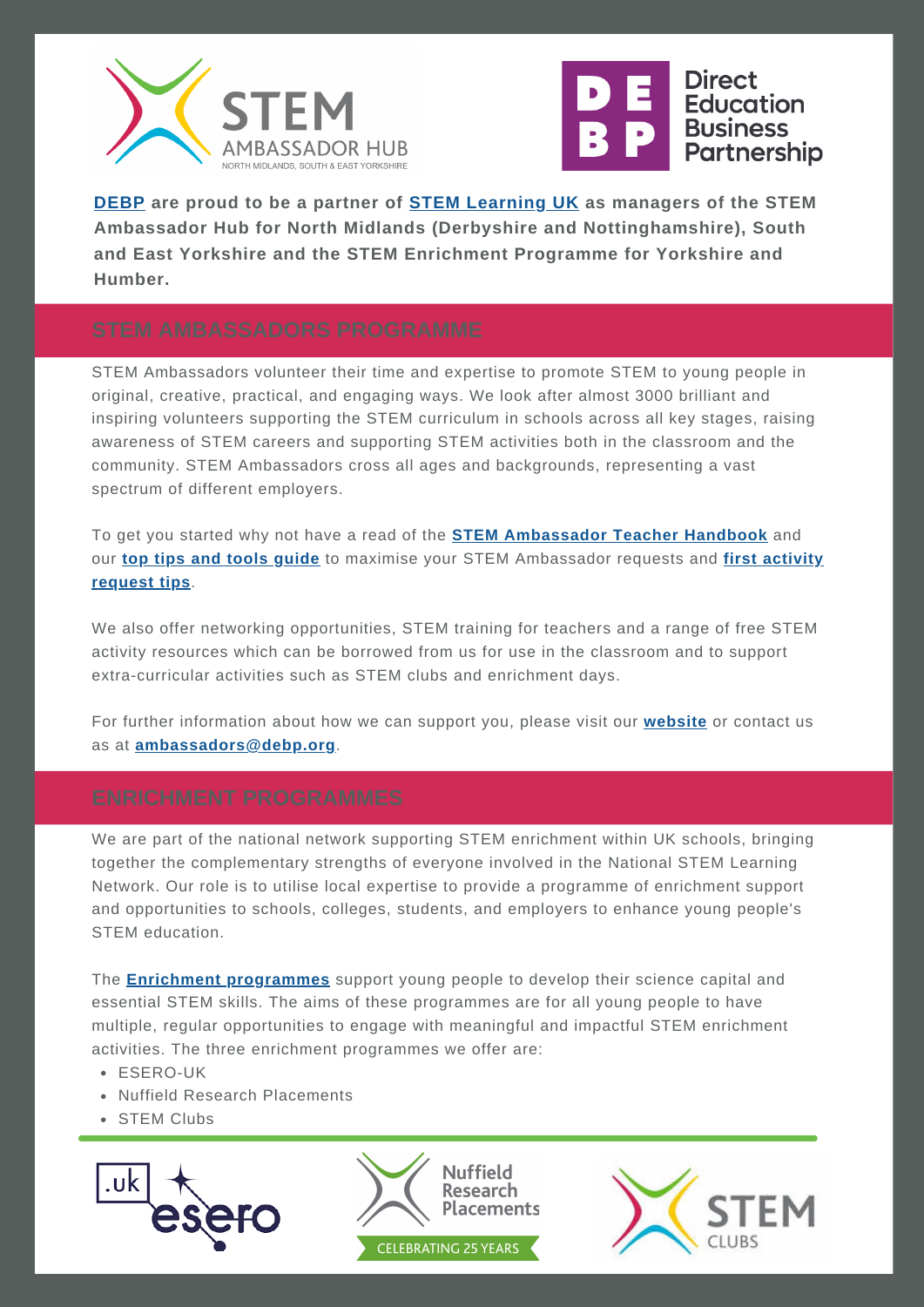**DEBP are proud to be a partner of STEM Learning UK as managers of the STEM Ambassador Hub for North Midlands (Derbyshire and Nottinghamshire), South and East Yorkshire and the STEM Enrichment Programme for Yorkshire and Humber.**

## STEM AMBASSADORS PROGRAMME

STEM Ambassadors volunteer their time and expertise to promote STEM to young people in original, creative, practical, and engaging ways. We look after almost 3000 brilliant and inspiring volunteers supporting the STEM curriculum in schools across all key stages, raising awareness of STEM careers and supporting STEM activities both in the classroom and the community. STEM Ambassadors cross all ages and backgrounds, representing a vast spectrum of different employers.

To get you started why not have a read of the **STEM Ambassador Teacher Handbook** and our **top tips and tools guide** to maximise your STEM Ambassador requests and **first activity request tips**.

We also offer networking opportunities, STEM training for teachers and a range of free STEM activity resources which can be borrowed from us for use in the classroom and to support extra-curricular activities such as STEM clubs and enrichment days.

For further information about how we can support you, please visit our **website** or contact us as at **ambassadors@debp.org**.

## ENRICHMENT PROGRAMMES

We are part of the national network supporting STEM enrichment within UK schools, bringing together the complementary strengths of everyone involved in the National STEM Learning Network. Our role is to utilise local expertise to provide a programme of enrichment support and opportunities to schools, colleges, students, and employers to enhance young people's STEM education.

The **Enrichment programmes** support young people to develop their science capital and essential STEM skills. The aims of these programmes are for all young people to have multiple, regular opportunities to engage with meaningful and impactful STEM enrichment activities. The three enrichment programmes we offer are:

- ESERO-UK
- Nuffield Research Placements
- STEM Clubs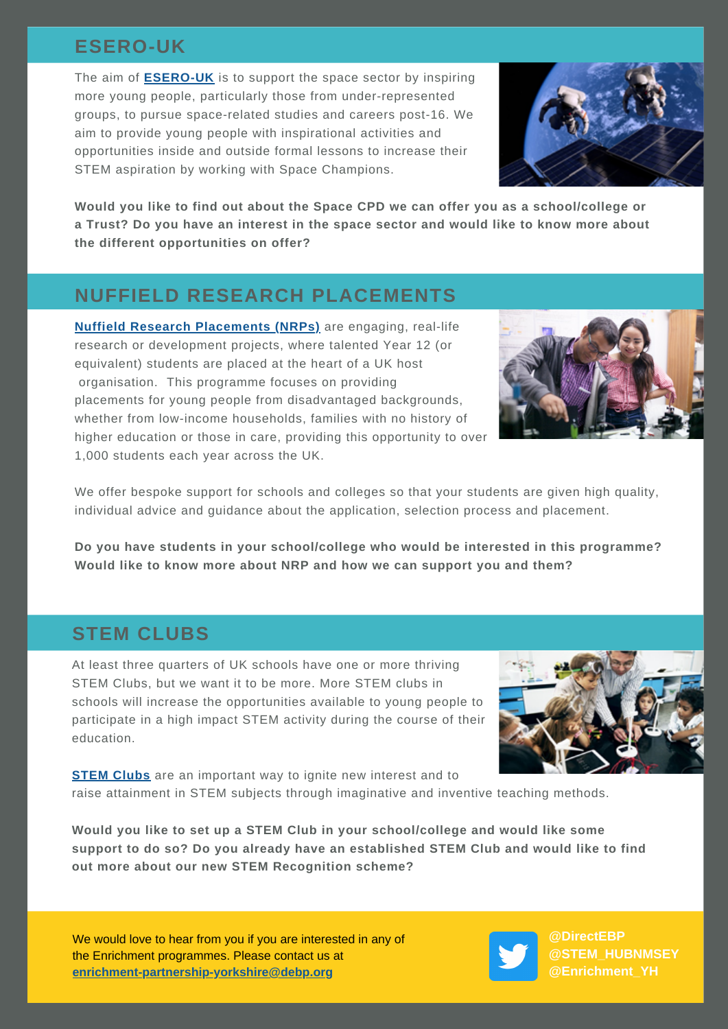## ESERO-UK

The aim of **ESERO-UK** is to support the space sector by inspiring more young people, particularly those from under-represented groups, to pursue space-related studies and careers post-16. We aim to provide young people with inspirational activities and opportunities inside and outside formal lessons to increase their STEM aspiration by working with Space Champions.

**Would you like to find out about the Space CPD we can offer you as a school/college or a Trust? Do you have an interest in the space sector and would like to know more about the different opportunities on offer?**

## NUFFIELD RESEARCH PLACEMENTS

**Nuffield Research Placements (NRPs)** are engaging, real-life research or development projects, where talented Year 12 (or equivalent) students are placed at the heart of a UK host organisation. This programme focuses on providing placements for young people from disadvantaged backgrounds, whether from low-income households, families with no history of higher education or those in care, providing this opportunity to over 1,000 students each year across the UK.

We offer bespoke support for schools and colleges so that your students are given high quality, individual advice and guidance about the application, selection process and placement.

**Do you have students in your school/college who would be interested in this programme? Would like to know more about NRP and how we can support you and them?**

## STEM CLUBS

At least three quarters of UK schools have one or more thriving STEM Clubs, but we want it to be more. More STEM clubs in schools will increase the opportunities available to young people to participate in a high impact STEM activity during the course of their education.

**STEM Clubs** are an important way to ignite new interest and to raise attainment in STEM subjects through imaginative and inventive teaching methods.

**Would you like to set up a STEM Club in your school/college and would like some support to do so? Do you already have an established STEM Club and would like to find out more about our new STEM Recognition scheme?**

We would love to hear from you if you are interested in any of the Enrichment programmes. Please contact us at **enrichment-partnership-yorkshire@debp.org**

**@DirectEBP**
**@STEM_HUBNMSEY**
**@Enrichment_YH**